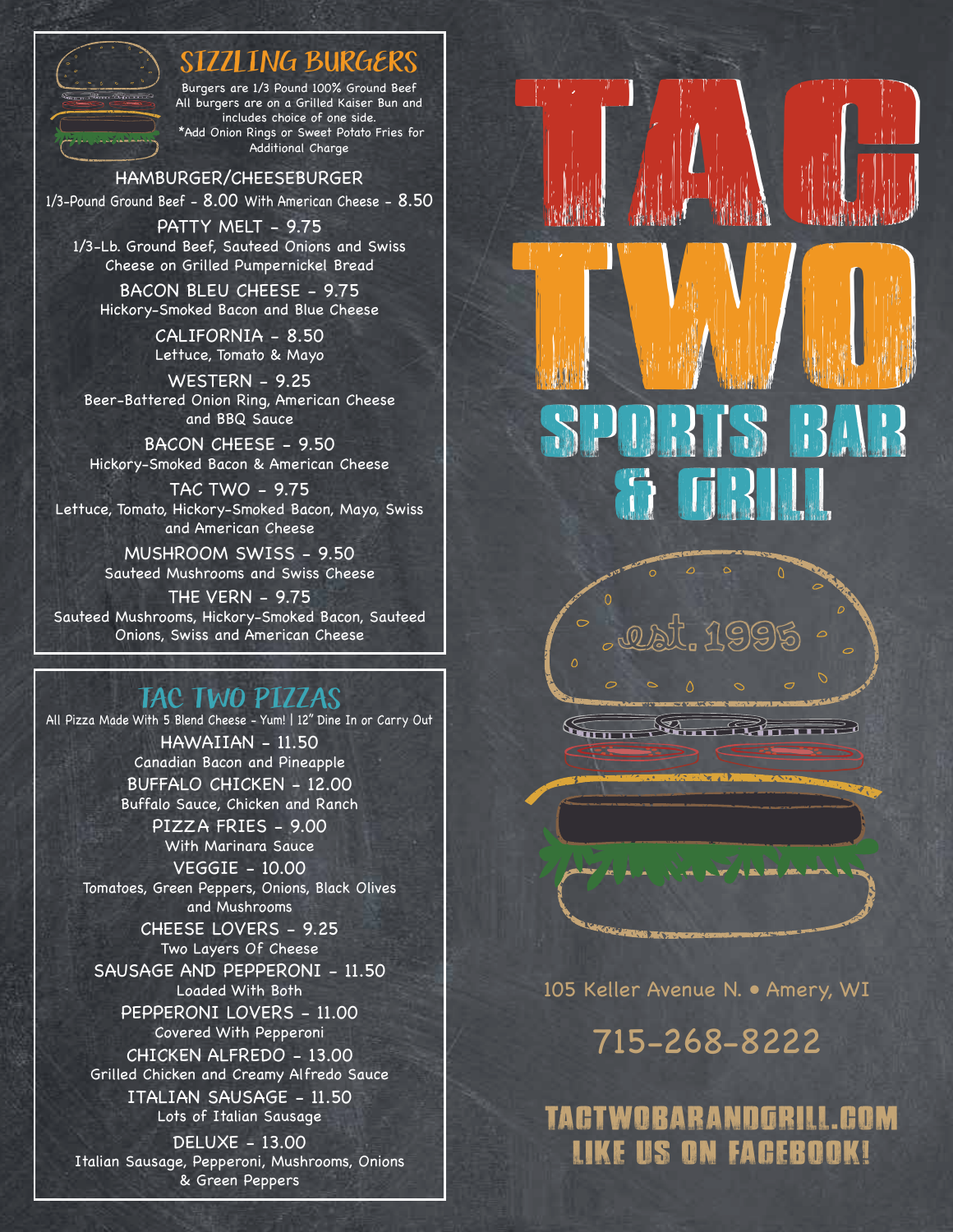## SIZZLING BURGERS

Burgers are 1/3 Pound 100% Ground Beef
All burgers are on a Grilled Kaiser Bun and includes choice of one side.
*Add Onion Rings or Sweet Potato Fries for Additional Charge

**HAMBURGER/CHEESEBURGER**
1/3-Pound Ground Beef - 8.00 With American Cheese - 8.50

**PATTY MELT - 9.75**
1/3-Lb. Ground Beef, Sauteed Onions and Swiss Cheese on Grilled Pumpernickel Bread

**BACON BLEU CHEESE - 9.75**
Hickory-Smoked Bacon and Blue Cheese

**CALIFORNIA - 8.50**
Lettuce, Tomato & Mayo

**WESTERN - 9.25**
Beer-Battered Onion Ring, American Cheese and BBQ Sauce

**BACON CHEESE - 9.50**
Hickory-Smoked Bacon & American Cheese

**TAC TWO - 9.75**
Lettuce, Tomato, Hickory-Smoked Bacon, Mayo, Swiss and American Cheese

**MUSHROOM SWISS - 9.50**
Sauteed Mushrooms and Swiss Cheese

**THE VERN - 9.75**
Sauteed Mushrooms, Hickory-Smoked Bacon, Sauteed Onions, Swiss and American Cheese

## TAC TWO PIZZAS

All Pizza Made With 5 Blend Cheese - Yum! | 12" Dine In or Carry Out

**HAWAIIAN - 11.50**
Canadian Bacon and Pineapple

**BUFFALO CHICKEN - 12.00**
Buffalo Sauce, Chicken and Ranch

**PIZZA FRIES - 9.00**
With Marinara Sauce

**VEGGIE - 10.00**
Tomatoes, Green Peppers, Onions, Black Olives and Mushrooms

**CHEESE LOVERS - 9.25**
Two Layers Of Cheese

**SAUSAGE AND PEPPERONI - 11.50**
Loaded With Both

**PEPPERONI LOVERS - 11.00**
Covered With Pepperoni

**CHICKEN ALFREDO - 13.00**
Grilled Chicken and Creamy Alfredo Sauce

**ITALIAN SAUSAGE - 11.50**
Lots of Italian Sausage

**DELUXE - 13.00**
Italian Sausage, Pepperoni, Mushrooms, Onions & Green Peppers

# TAC TWO
## SPORTS BAR & GRILL

est. 1995

105 Keller Avenue N. • Amery, WI

715-268-8222

**TACTWOBARANDGRILL.COM**
**LIKE US ON FACEBOOK!**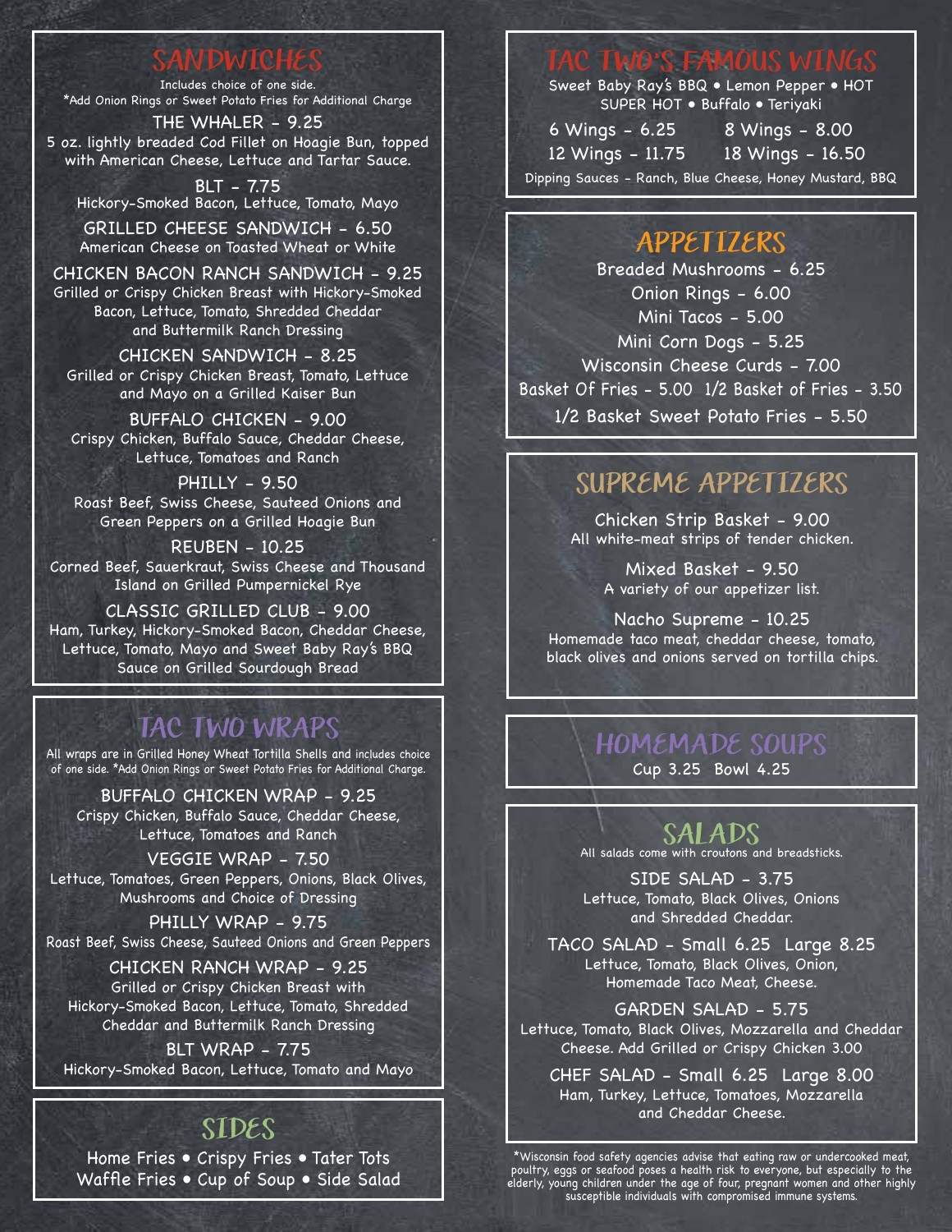## SANDWICHES

Includes choice of one side.
*Add Onion Rings or Sweet Potato Fries for Additional Charge

THE WHALER - 9.25
5 oz. lightly breaded Cod Fillet on Hoagie Bun, topped with American Cheese, Lettuce and Tartar Sauce.

BLT - 7.75
Hickory-Smoked Bacon, Lettuce, Tomato, Mayo

GRILLED CHEESE SANDWICH - 6.50
American Cheese on Toasted Wheat or White

CHICKEN BACON RANCH SANDWICH - 9.25
Grilled or Crispy Chicken Breast with Hickory-Smoked Bacon, Lettuce, Tomato, Shredded Cheddar and Buttermilk Ranch Dressing

CHICKEN SANDWICH - 8.25
Grilled or Crispy Chicken Breast, Tomato, Lettuce and Mayo on a Grilled Kaiser Bun

BUFFALO CHICKEN - 9.00
Crispy Chicken, Buffalo Sauce, Cheddar Cheese, Lettuce, Tomatoes and Ranch

PHILLY - 9.50
Roast Beef, Swiss Cheese, Sauteed Onions and Green Peppers on a Grilled Hoagie Bun

REUBEN - 10.25
Corned Beef, Sauerkraut, Swiss Cheese and Thousand Island on Grilled Pumpernickel Rye

CLASSIC GRILLED CLUB - 9.00
Ham, Turkey, Hickory-Smoked Bacon, Cheddar Cheese, Lettuce, Tomato, Mayo and Sweet Baby Ray's BBQ Sauce on Grilled Sourdough Bread

## TAC TWO WRAPS

All wraps are in Grilled Honey Wheat Tortilla Shells and includes choice of one side. *Add Onion Rings or Sweet Potato Fries for Additional Charge.

BUFFALO CHICKEN WRAP - 9.25
Crispy Chicken, Buffalo Sauce, Cheddar Cheese, Lettuce, Tomatoes and Ranch

VEGGIE WRAP - 7.50
Lettuce, Tomatoes, Green Peppers, Onions, Black Olives, Mushrooms and Choice of Dressing

PHILLY WRAP - 9.75
Roast Beef, Swiss Cheese, Sauteed Onions and Green Peppers

CHICKEN RANCH WRAP - 9.25
Grilled or Crispy Chicken Breast with Hickory-Smoked Bacon, Lettuce, Tomato, Shredded Cheddar and Buttermilk Ranch Dressing

BLT WRAP - 7.75
Hickory-Smoked Bacon, Lettuce, Tomato and Mayo

## SIDES

Home Fries • Crispy Fries • Tater Tots
Waffle Fries • Cup of Soup • Side Salad

## TAC TWO'S FAMOUS WINGS

Sweet Baby Ray's BBQ • Lemon Pepper • HOT
SUPER HOT • Buffalo • Teriyaki

6 Wings - 6.25 &nbsp;&nbsp; 8 Wings - 8.00
12 Wings - 11.75 &nbsp;&nbsp; 18 Wings - 16.50

Dipping Sauces - Ranch, Blue Cheese, Honey Mustard, BBQ

## APPETIZERS

Breaded Mushrooms - 6.25
Onion Rings - 6.00
Mini Tacos - 5.00
Mini Corn Dogs - 5.25
Wisconsin Cheese Curds - 7.00
Basket Of Fries - 5.00 &nbsp; 1/2 Basket of Fries - 3.50
1/2 Basket Sweet Potato Fries - 5.50

## SUPREME APPETIZERS

Chicken Strip Basket - 9.00
All white-meat strips of tender chicken.

Mixed Basket - 9.50
A variety of our appetizer list.

Nacho Supreme - 10.25
Homemade taco meat, cheddar cheese, tomato, black olives and onions served on tortilla chips.

## HOMEMADE SOUPS

Cup 3.25 &nbsp; Bowl 4.25

## SALADS

All salads come with croutons and breadsticks.

SIDE SALAD - 3.75
Lettuce, Tomato, Black Olives, Onions and Shredded Cheddar.

TACO SALAD - Small 6.25 &nbsp; Large 8.25
Lettuce, Tomato, Black Olives, Onion, Homemade Taco Meat, Cheese.

GARDEN SALAD - 5.75
Lettuce, Tomato, Black Olives, Mozzarella and Cheddar Cheese. Add Grilled or Crispy Chicken 3.00

CHEF SALAD - Small 6.25 &nbsp; Large 8.00
Ham, Turkey, Lettuce, Tomatoes, Mozzarella and Cheddar Cheese.

*Wisconsin food safety agencies advise that eating raw or undercooked meat, poultry, eggs or seafood poses a health risk to everyone, but especially to the elderly, young children under the age of four, pregnant women and other highly susceptible individuals with compromised immune systems.